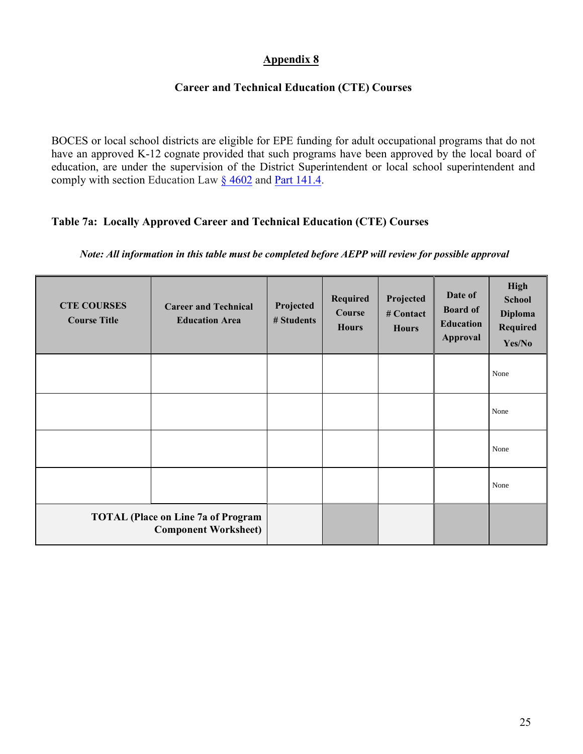## Appendix 8

### Career and Technical Education (CTE) Courses

BOCES or local school districts are eligible for EPE funding for adult occupational programs that do not have an approved K-12 cognate provided that such programs have been approved by the local board of education, are under the supervision of the District Superintendent or local school superintendent and comply with section Education Law § 4602 and Part 141.4.

**Table 7a: Locally Approved Career and Technical Education (CTE) Courses**

***Note: All information in this table must be completed before AEPP will review for possible approval***

| CTE COURSES Course Title | Career and Technical Education Area | Projected # Students | Required Course Hours | Projected # Contact Hours | Date of Board of Education Approval | High School Diploma Required Yes/No |
|---|---|---|---|---|---|---|
| | | | | | | None |
| | | | | | | None |
| | | | | | | None |
| | | | | | | None |
| **TOTAL (Place on Line 7a of Program Component Worksheet)** | | | | | | |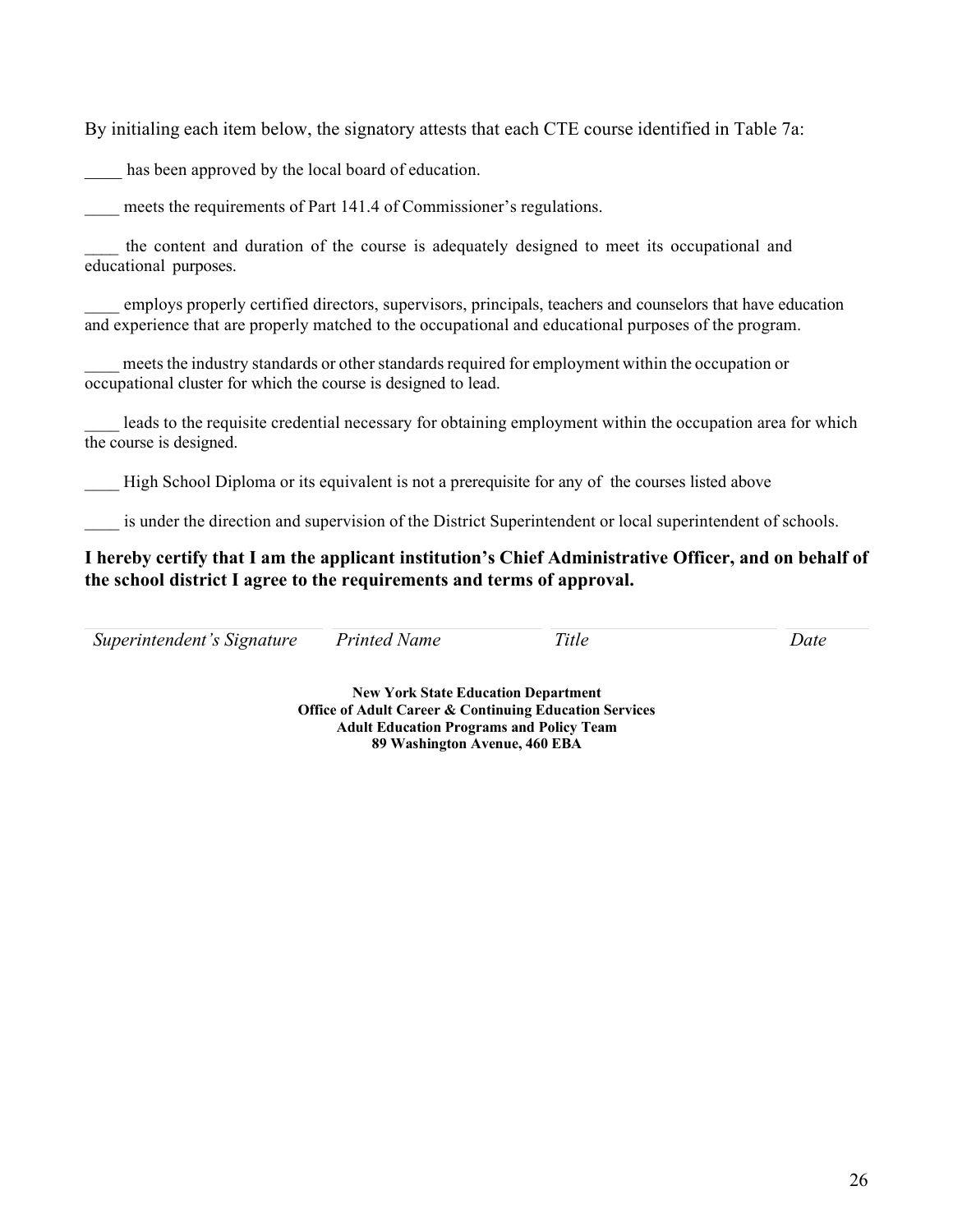By initialing each item below, the signatory attests that each CTE course identified in Table 7a:

____ has been approved by the local board of education.

____ meets the requirements of Part 141.4 of Commissioner's regulations.

____ the content and duration of the course is adequately designed to meet its occupational and educational purposes.

____ employs properly certified directors, supervisors, principals, teachers and counselors that have education and experience that are properly matched to the occupational and educational purposes of the program.

____ meets the industry standards or other standards required for employment within the occupation or occupational cluster for which the course is designed to lead.

____ leads to the requisite credential necessary for obtaining employment within the occupation area for which the course is designed.

____ High School Diploma or its equivalent is not a prerequisite for any of the courses listed above

____ is under the direction and supervision of the District Superintendent or local superintendent of schools.

**I hereby certify that I am the applicant institution's Chief Administrative Officer, and on behalf of the school district I agree to the requirements and terms of approval.**

| | | | |
|---|---|---|---|
| *Superintendent's Signature* | *Printed Name* | *Title* | *Date* |

**New York State Education Department**
**Office of Adult Career & Continuing Education Services**
**Adult Education Programs and Policy Team**
**89 Washington Avenue, 460 EBA**